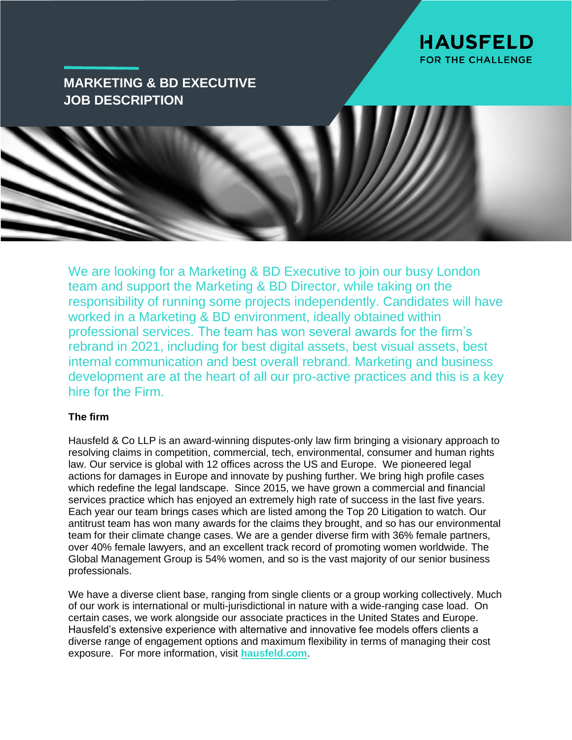HAUSFELD
FOR THE CHALLENGE

# MARKETING & BD EXECUTIVE JOB DESCRIPTION

We are looking for a Marketing & BD Executive to join our busy London team and support the Marketing & BD Director, while taking on the responsibility of running some projects independently. Candidates will have worked in a Marketing & BD environment, ideally obtained within professional services. The team has won several awards for the firm's rebrand in 2021, including for best digital assets, best visual assets, best internal communication and best overall rebrand. Marketing and business development are at the heart of all our pro-active practices and this is a key hire for the Firm.

**The firm**

Hausfeld & Co LLP is an award-winning disputes-only law firm bringing a visionary approach to resolving claims in competition, commercial, tech, environmental, consumer and human rights law. Our service is global with 12 offices across the US and Europe. We pioneered legal actions for damages in Europe and innovate by pushing further. We bring high profile cases which redefine the legal landscape. Since 2015, we have grown a commercial and financial services practice which has enjoyed an extremely high rate of success in the last five years. Each year our team brings cases which are listed among the Top 20 Litigation to watch. Our antitrust team has won many awards for the claims they brought, and so has our environmental team for their climate change cases. We are a gender diverse firm with 36% female partners, over 40% female lawyers, and an excellent track record of promoting women worldwide. The Global Management Group is 54% women, and so is the vast majority of our senior business professionals.

We have a diverse client base, ranging from single clients or a group working collectively. Much of our work is international or multi-jurisdictional in nature with a wide-ranging case load. On certain cases, we work alongside our associate practices in the United States and Europe. Hausfeld's extensive experience with alternative and innovative fee models offers clients a diverse range of engagement options and maximum flexibility in terms of managing their cost exposure. For more information, visit **hausfeld.com**.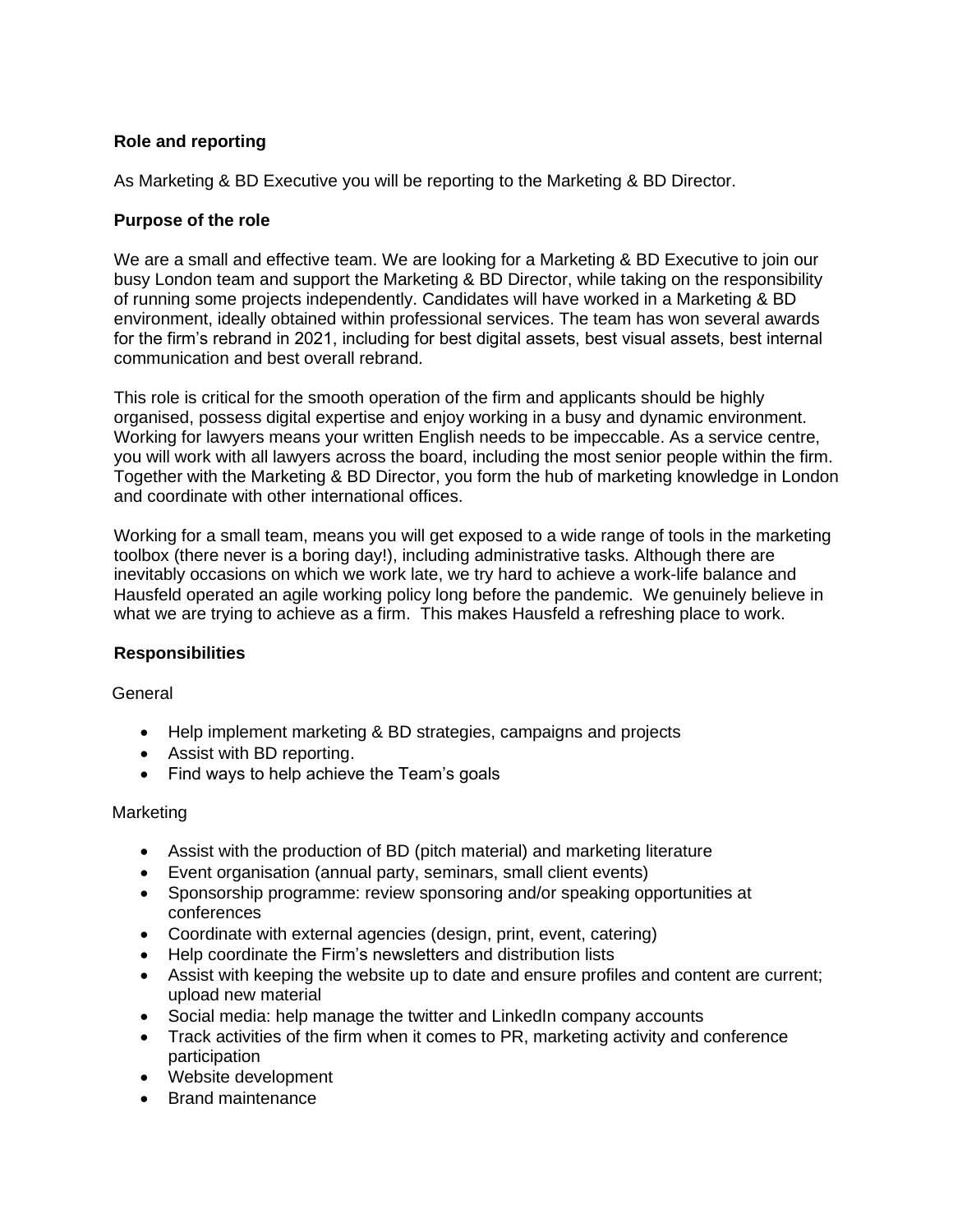**Role and reporting**

As Marketing & BD Executive you will be reporting to the Marketing & BD Director.

**Purpose of the role**

We are a small and effective team. We are looking for a Marketing & BD Executive to join our busy London team and support the Marketing & BD Director, while taking on the responsibility of running some projects independently. Candidates will have worked in a Marketing & BD environment, ideally obtained within professional services. The team has won several awards for the firm's rebrand in 2021, including for best digital assets, best visual assets, best internal communication and best overall rebrand.

This role is critical for the smooth operation of the firm and applicants should be highly organised, possess digital expertise and enjoy working in a busy and dynamic environment. Working for lawyers means your written English needs to be impeccable. As a service centre, you will work with all lawyers across the board, including the most senior people within the firm. Together with the Marketing & BD Director, you form the hub of marketing knowledge in London and coordinate with other international offices.

Working for a small team, means you will get exposed to a wide range of tools in the marketing toolbox (there never is a boring day!), including administrative tasks. Although there are inevitably occasions on which we work late, we try hard to achieve a work-life balance and Hausfeld operated an agile working policy long before the pandemic. We genuinely believe in what we are trying to achieve as a firm. This makes Hausfeld a refreshing place to work.

**Responsibilities**

General

- Help implement marketing & BD strategies, campaigns and projects
- Assist with BD reporting.
- Find ways to help achieve the Team's goals

Marketing

- Assist with the production of BD (pitch material) and marketing literature
- Event organisation (annual party, seminars, small client events)
- Sponsorship programme: review sponsoring and/or speaking opportunities at conferences
- Coordinate with external agencies (design, print, event, catering)
- Help coordinate the Firm's newsletters and distribution lists
- Assist with keeping the website up to date and ensure profiles and content are current; upload new material
- Social media: help manage the twitter and LinkedIn company accounts
- Track activities of the firm when it comes to PR, marketing activity and conference participation
- Website development
- Brand maintenance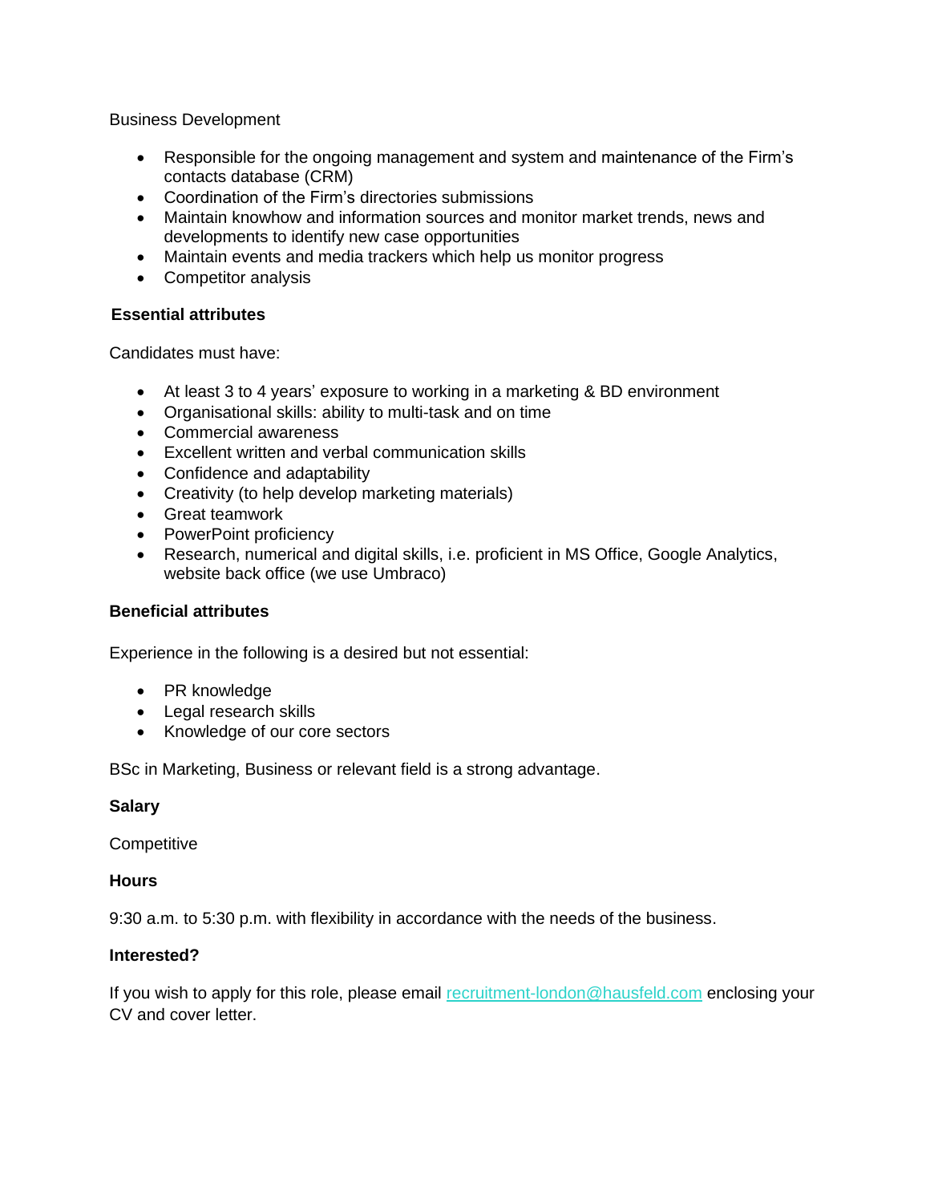Business Development

- Responsible for the ongoing management and system and maintenance of the Firm's contacts database (CRM)
- Coordination of the Firm's directories submissions
- Maintain knowhow and information sources and monitor market trends, news and developments to identify new case opportunities
- Maintain events and media trackers which help us monitor progress
- Competitor analysis

**Essential attributes**

Candidates must have:

- At least 3 to 4 years' exposure to working in a marketing & BD environment
- Organisational skills: ability to multi-task and on time
- Commercial awareness
- Excellent written and verbal communication skills
- Confidence and adaptability
- Creativity (to help develop marketing materials)
- Great teamwork
- PowerPoint proficiency
- Research, numerical and digital skills, i.e. proficient in MS Office, Google Analytics, website back office (we use Umbraco)

**Beneficial attributes**

Experience in the following is a desired but not essential:

- PR knowledge
- Legal research skills
- Knowledge of our core sectors

BSc in Marketing, Business or relevant field is a strong advantage.

**Salary**

Competitive

**Hours**

9:30 a.m. to 5:30 p.m. with flexibility in accordance with the needs of the business.

**Interested?**

If you wish to apply for this role, please email recruitment-london@hausfeld.com enclosing your CV and cover letter.